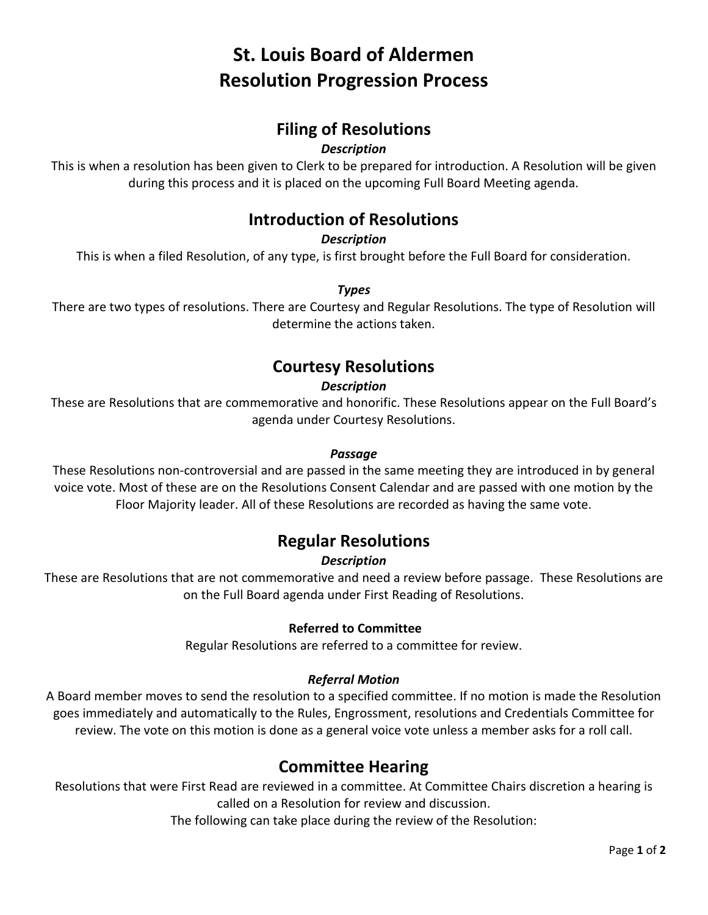# St. Louis Board of Aldermen
# Resolution Progression Process

## Filing of Resolutions

***Description***

This is when a resolution has been given to Clerk to be prepared for introduction. A Resolution will be given during this process and it is placed on the upcoming Full Board Meeting agenda.

## Introduction of Resolutions

***Description***

This is when a filed Resolution, of any type, is first brought before the Full Board for consideration.

***Types***

There are two types of resolutions. There are Courtesy and Regular Resolutions. The type of Resolution will determine the actions taken.

## Courtesy Resolutions

***Description***

These are Resolutions that are commemorative and honorific. These Resolutions appear on the Full Board's agenda under Courtesy Resolutions.

***Passage***

These Resolutions non-controversial and are passed in the same meeting they are introduced in by general voice vote. Most of these are on the Resolutions Consent Calendar and are passed with one motion by the Floor Majority leader. All of these Resolutions are recorded as having the same vote.

## Regular Resolutions

***Description***

These are Resolutions that are not commemorative and need a review before passage. These Resolutions are on the Full Board agenda under First Reading of Resolutions.

**Referred to Committee**

Regular Resolutions are referred to a committee for review.

***Referral Motion***

A Board member moves to send the resolution to a specified committee. If no motion is made the Resolution goes immediately and automatically to the Rules, Engrossment, resolutions and Credentials Committee for review. The vote on this motion is done as a general voice vote unless a member asks for a roll call.

## Committee Hearing

Resolutions that were First Read are reviewed in a committee. At Committee Chairs discretion a hearing is called on a Resolution for review and discussion.

The following can take place during the review of the Resolution: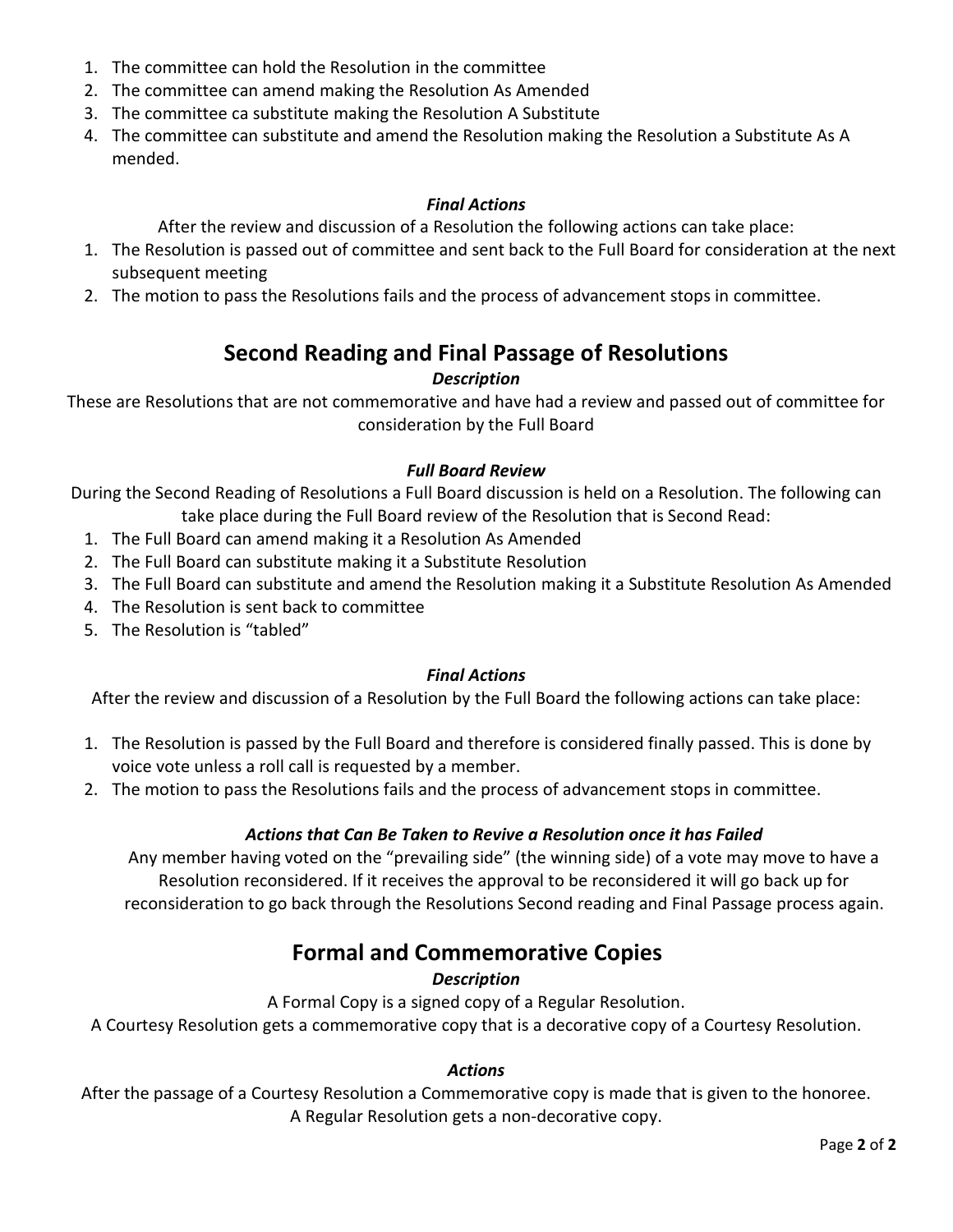1. The committee can hold the Resolution in the committee
2. The committee can amend making the Resolution As Amended
3. The committee ca substitute making the Resolution A Substitute
4. The committee can substitute and amend the Resolution making the Resolution a Substitute As A mended.

***Final Actions***

After the review and discussion of a Resolution the following actions can take place:

1. The Resolution is passed out of committee and sent back to the Full Board for consideration at the next subsequent meeting
2. The motion to pass the Resolutions fails and the process of advancement stops in committee.

## Second Reading and Final Passage of Resolutions

***Description***

These are Resolutions that are not commemorative and have had a review and passed out of committee for consideration by the Full Board

***Full Board Review***

During the Second Reading of Resolutions a Full Board discussion is held on a Resolution. The following can take place during the Full Board review of the Resolution that is Second Read:

1. The Full Board can amend making it a Resolution As Amended
2. The Full Board can substitute making it a Substitute Resolution
3. The Full Board can substitute and amend the Resolution making it a Substitute Resolution As Amended
4. The Resolution is sent back to committee
5. The Resolution is "tabled"

***Final Actions***

After the review and discussion of a Resolution by the Full Board the following actions can take place:

1. The Resolution is passed by the Full Board and therefore is considered finally passed. This is done by voice vote unless a roll call is requested by a member.
2. The motion to pass the Resolutions fails and the process of advancement stops in committee.

***Actions that Can Be Taken to Revive a Resolution once it has Failed***

Any member having voted on the "prevailing side" (the winning side) of a vote may move to have a Resolution reconsidered. If it receives the approval to be reconsidered it will go back up for reconsideration to go back through the Resolutions Second reading and Final Passage process again.

## Formal and Commemorative Copies

***Description***

A Formal Copy is a signed copy of a Regular Resolution.

A Courtesy Resolution gets a commemorative copy that is a decorative copy of a Courtesy Resolution.

***Actions***

After the passage of a Courtesy Resolution a Commemorative copy is made that is given to the honoree.
A Regular Resolution gets a non-decorative copy.